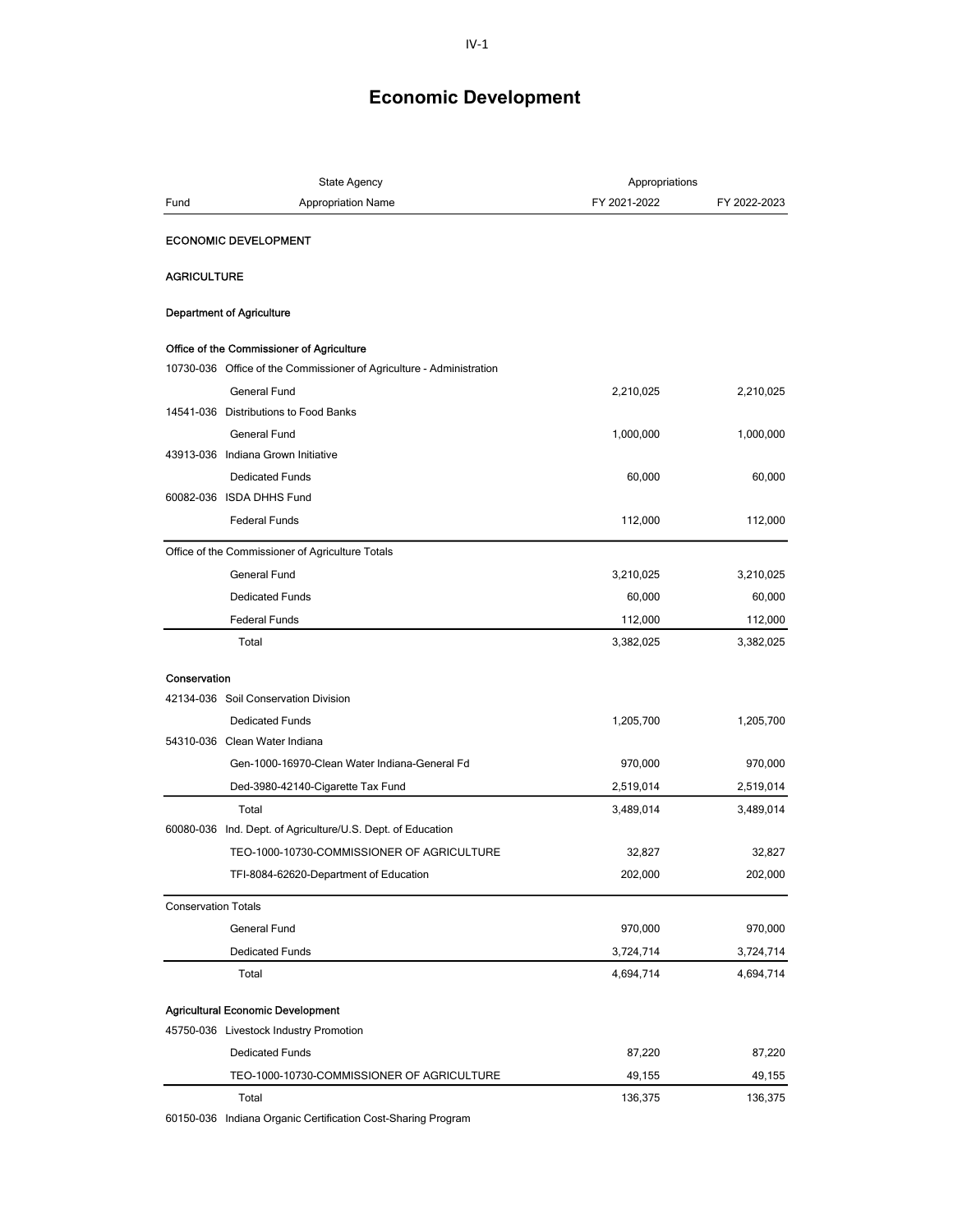# Economic Development

| Fund | State Agency / Appropriation Name | Appropriations FY 2021-2022 | FY 2022-2023 |
|---|---|---|---|
| **ECONOMIC DEVELOPMENT** | | | |
| **AGRICULTURE** | | | |
| **Department of Agriculture** | | | |
| **Office of the Commissioner of Agriculture** | | | |
| 10730-036 | Office of the Commissioner of Agriculture - Administration | | |
| | General Fund | 2,210,025 | 2,210,025 |
| 14541-036 | Distributions to Food Banks | | |
| | General Fund | 1,000,000 | 1,000,000 |
| 43913-036 | Indiana Grown Initiative | | |
| | Dedicated Funds | 60,000 | 60,000 |
| 60082-036 | ISDA DHHS Fund | | |
| | Federal Funds | 112,000 | 112,000 |
| Office of the Commissioner of Agriculture Totals | | | |
| | General Fund | 3,210,025 | 3,210,025 |
| | Dedicated Funds | 60,000 | 60,000 |
| | Federal Funds | 112,000 | 112,000 |
| | Total | 3,382,025 | 3,382,025 |
| **Conservation** | | | |
| 42134-036 | Soil Conservation Division | | |
| | Dedicated Funds | 1,205,700 | 1,205,700 |
| 54310-036 | Clean Water Indiana | | |
| | Gen-1000-16970-Clean Water Indiana-General Fd | 970,000 | 970,000 |
| | Ded-3980-42140-Cigarette Tax Fund | 2,519,014 | 2,519,014 |
| | Total | 3,489,014 | 3,489,014 |
| 60080-036 | Ind. Dept. of Agriculture/U.S. Dept. of Education | | |
| | TEO-1000-10730-COMMISSIONER OF AGRICULTURE | 32,827 | 32,827 |
| | TFI-8084-62620-Department of Education | 202,000 | 202,000 |
| Conservation Totals | | | |
| | General Fund | 970,000 | 970,000 |
| | Dedicated Funds | 3,724,714 | 3,724,714 |
| | Total | 4,694,714 | 4,694,714 |
| **Agricultural Economic Development** | | | |
| 45750-036 | Livestock Industry Promotion | | |
| | Dedicated Funds | 87,220 | 87,220 |
| | TEO-1000-10730-COMMISSIONER OF AGRICULTURE | 49,155 | 49,155 |
| | Total | 136,375 | 136,375 |
| 60150-036 | Indiana Organic Certification Cost-Sharing Program | | |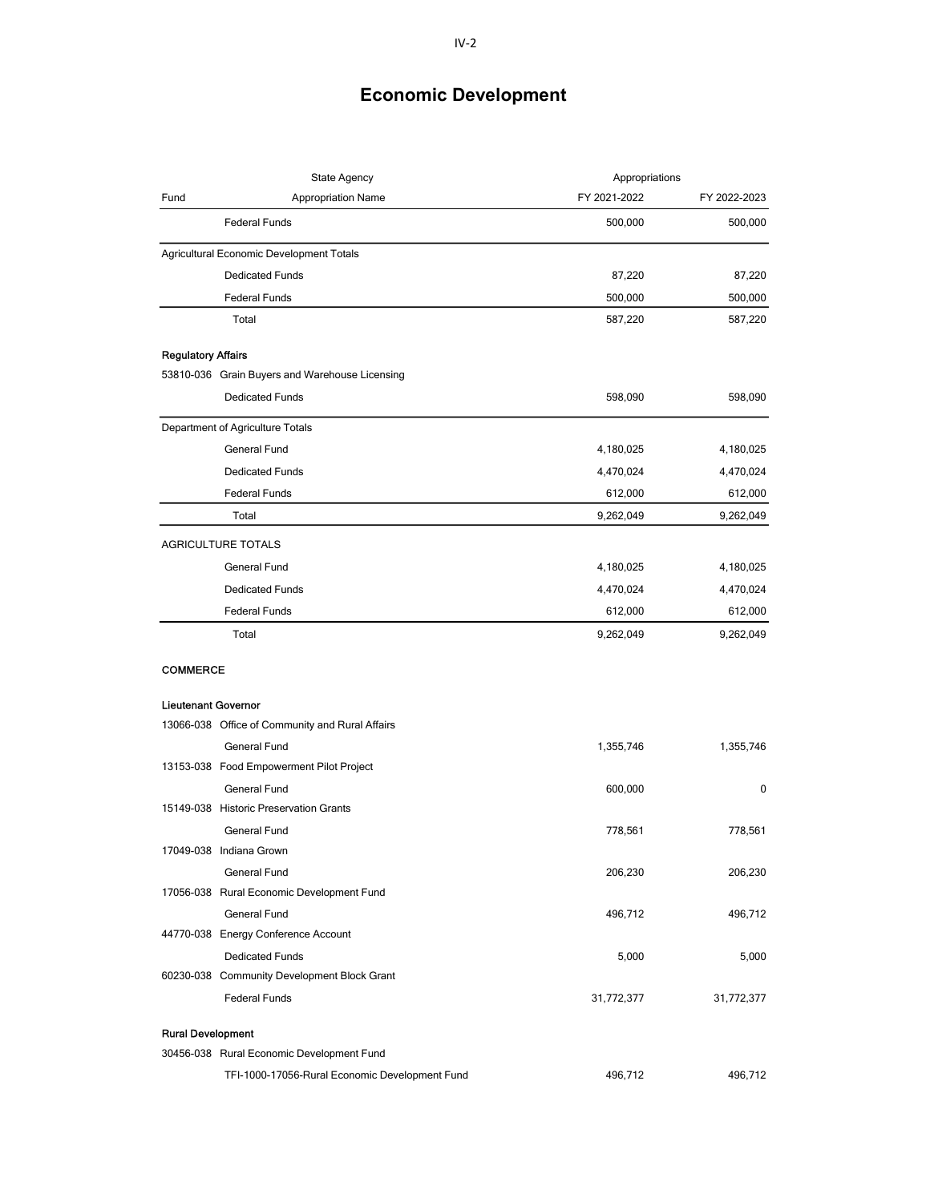# Economic Development

| Fund | State Agency / Appropriation Name | FY 2021-2022 | FY 2022-2023 |
|---|---|---|---|
| | Federal Funds | 500,000 | 500,000 |
| | **Agricultural Economic Development Totals** | | |
| | Dedicated Funds | 87,220 | 87,220 |
| | Federal Funds | 500,000 | 500,000 |
| | Total | 587,220 | 587,220 |
| | **Regulatory Affairs** | | |
| 53810-036 | Grain Buyers and Warehouse Licensing | | |
| | Dedicated Funds | 598,090 | 598,090 |
| | **Department of Agriculture Totals** | | |
| | General Fund | 4,180,025 | 4,180,025 |
| | Dedicated Funds | 4,470,024 | 4,470,024 |
| | Federal Funds | 612,000 | 612,000 |
| | Total | 9,262,049 | 9,262,049 |
| | **AGRICULTURE TOTALS** | | |
| | General Fund | 4,180,025 | 4,180,025 |
| | Dedicated Funds | 4,470,024 | 4,470,024 |
| | Federal Funds | 612,000 | 612,000 |
| | Total | 9,262,049 | 9,262,049 |
| | **COMMERCE** | | |
| | **Lieutenant Governor** | | |
| 13066-038 | Office of Community and Rural Affairs | | |
| | General Fund | 1,355,746 | 1,355,746 |
| 13153-038 | Food Empowerment Pilot Project | | |
| | General Fund | 600,000 | 0 |
| 15149-038 | Historic Preservation Grants | | |
| | General Fund | 778,561 | 778,561 |
| 17049-038 | Indiana Grown | | |
| | General Fund | 206,230 | 206,230 |
| 17056-038 | Rural Economic Development Fund | | |
| | General Fund | 496,712 | 496,712 |
| 44770-038 | Energy Conference Account | | |
| | Dedicated Funds | 5,000 | 5,000 |
| 60230-038 | Community Development Block Grant | | |
| | Federal Funds | 31,772,377 | 31,772,377 |
| | **Rural Development** | | |
| 30456-038 | Rural Economic Development Fund | | |
| | TFI-1000-17056-Rural Economic Development Fund | 496,712 | 496,712 |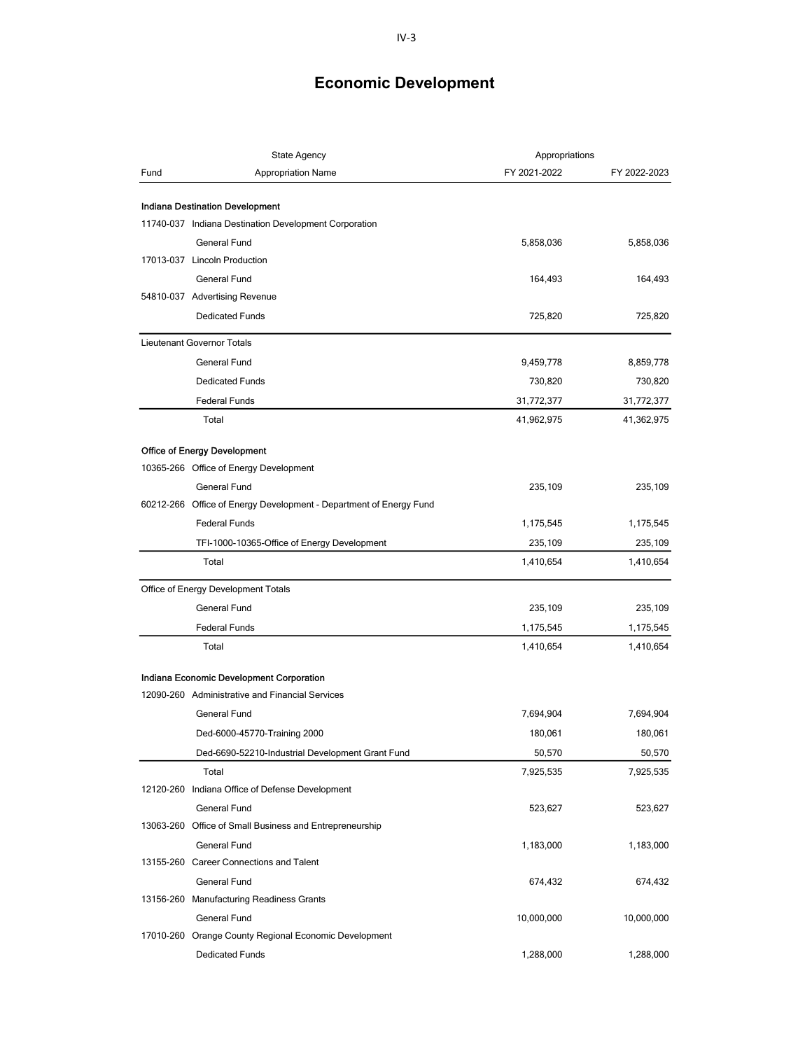# Economic Development

| Fund | State Agency / Appropriation Name | Appropriations FY 2021-2022 | FY 2022-2023 |
|---|---|---|---|
| | **Indiana Destination Development** | | |
| 11740-037 | Indiana Destination Development Corporation | | |
| | General Fund | 5,858,036 | 5,858,036 |
| 17013-037 | Lincoln Production | | |
| | General Fund | 164,493 | 164,493 |
| 54810-037 | Advertising Revenue | | |
| | Dedicated Funds | 725,820 | 725,820 |
| | Lieutenant Governor Totals | | |
| | General Fund | 9,459,778 | 8,859,778 |
| | Dedicated Funds | 730,820 | 730,820 |
| | Federal Funds | 31,772,377 | 31,772,377 |
| | Total | 41,962,975 | 41,362,975 |
| | **Office of Energy Development** | | |
| 10365-266 | Office of Energy Development | | |
| | General Fund | 235,109 | 235,109 |
| 60212-266 | Office of Energy Development - Department of Energy Fund | | |
| | Federal Funds | 1,175,545 | 1,175,545 |
| | TFI-1000-10365-Office of Energy Development | 235,109 | 235,109 |
| | Total | 1,410,654 | 1,410,654 |
| | Office of Energy Development Totals | | |
| | General Fund | 235,109 | 235,109 |
| | Federal Funds | 1,175,545 | 1,175,545 |
| | Total | 1,410,654 | 1,410,654 |
| | **Indiana Economic Development Corporation** | | |
| 12090-260 | Administrative and Financial Services | | |
| | General Fund | 7,694,904 | 7,694,904 |
| | Ded-6000-45770-Training 2000 | 180,061 | 180,061 |
| | Ded-6690-52210-Industrial Development Grant Fund | 50,570 | 50,570 |
| | Total | 7,925,535 | 7,925,535 |
| 12120-260 | Indiana Office of Defense Development | | |
| | General Fund | 523,627 | 523,627 |
| 13063-260 | Office of Small Business and Entrepreneurship | | |
| | General Fund | 1,183,000 | 1,183,000 |
| 13155-260 | Career Connections and Talent | | |
| | General Fund | 674,432 | 674,432 |
| 13156-260 | Manufacturing Readiness Grants | | |
| | General Fund | 10,000,000 | 10,000,000 |
| 17010-260 | Orange County Regional Economic Development | | |
| | Dedicated Funds | 1,288,000 | 1,288,000 |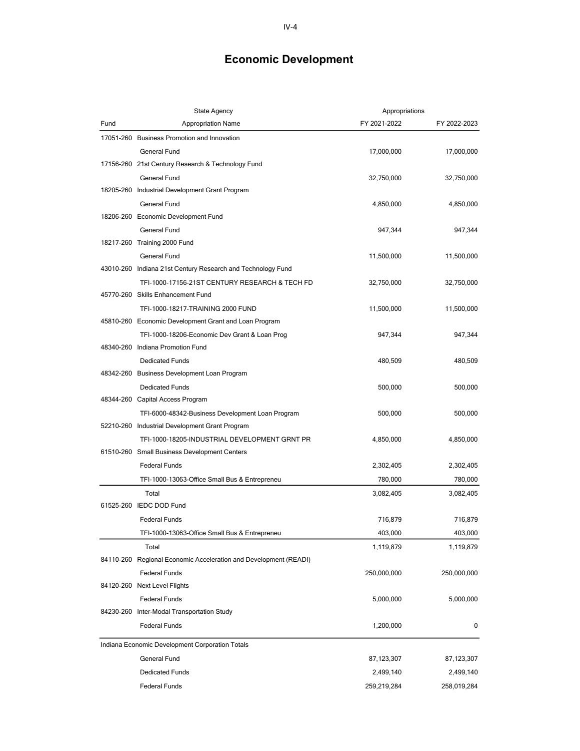# Economic Development

| Fund | State Agency<br>Appropriation Name | Appropriations<br>FY 2021-2022 | FY 2022-2023 |
|---|---|---|---|
| 17051-260 | Business Promotion and Innovation | | |
| | General Fund | 17,000,000 | 17,000,000 |
| 17156-260 | 21st Century Research & Technology Fund | | |
| | General Fund | 32,750,000 | 32,750,000 |
| 18205-260 | Industrial Development Grant Program | | |
| | General Fund | 4,850,000 | 4,850,000 |
| 18206-260 | Economic Development Fund | | |
| | General Fund | 947,344 | 947,344 |
| 18217-260 | Training 2000 Fund | | |
| | General Fund | 11,500,000 | 11,500,000 |
| 43010-260 | Indiana 21st Century Research and Technology Fund | | |
| | TFI-1000-17156-21ST CENTURY RESEARCH & TECH FD | 32,750,000 | 32,750,000 |
| 45770-260 | Skills Enhancement Fund | | |
| | TFI-1000-18217-TRAINING 2000 FUND | 11,500,000 | 11,500,000 |
| 45810-260 | Economic Development Grant and Loan Program | | |
| | TFI-1000-18206-Economic Dev Grant & Loan Prog | 947,344 | 947,344 |
| 48340-260 | Indiana Promotion Fund | | |
| | Dedicated Funds | 480,509 | 480,509 |
| 48342-260 | Business Development Loan Program | | |
| | Dedicated Funds | 500,000 | 500,000 |
| 48344-260 | Capital Access Program | | |
| | TFI-6000-48342-Business Development Loan Program | 500,000 | 500,000 |
| 52210-260 | Industrial Development Grant Program | | |
| | TFI-1000-18205-INDUSTRIAL DEVELOPMENT GRNT PR | 4,850,000 | 4,850,000 |
| 61510-260 | Small Business Development Centers | | |
| | Federal Funds | 2,302,405 | 2,302,405 |
| | TFI-1000-13063-Office Small Bus & Entrepreneu | 780,000 | 780,000 |
| | Total | 3,082,405 | 3,082,405 |
| 61525-260 | IEDC DOD Fund | | |
| | Federal Funds | 716,879 | 716,879 |
| | TFI-1000-13063-Office Small Bus & Entrepreneu | 403,000 | 403,000 |
| | Total | 1,119,879 | 1,119,879 |
| 84110-260 | Regional Economic Acceleration and Development (READI) | | |
| | Federal Funds | 250,000,000 | 250,000,000 |
| 84120-260 | Next Level Flights | | |
| | Federal Funds | 5,000,000 | 5,000,000 |
| 84230-260 | Inter-Modal Transportation Study | | |
| | Federal Funds | 1,200,000 | 0 |
| Indiana Economic Development Corporation Totals | | | |
| | General Fund | 87,123,307 | 87,123,307 |
| | Dedicated Funds | 2,499,140 | 2,499,140 |
| | Federal Funds | 259,219,284 | 258,019,284 |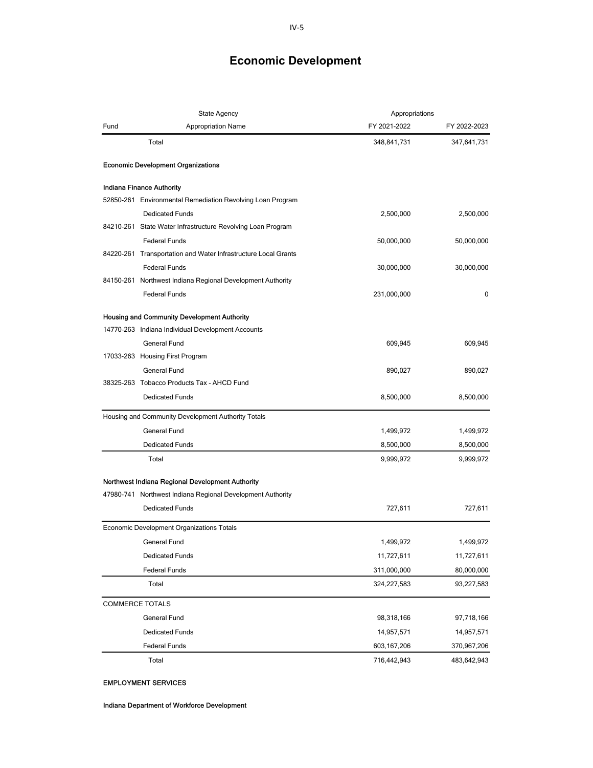# Economic Development

| Fund | State Agency / Appropriation Name | Appropriations FY 2021-2022 | FY 2022-2023 |
|---|---|---|---|
| | Total | 348,841,731 | 347,641,731 |
| | **Economic Development Organizations** | | |
| | **Indiana Finance Authority** | | |
| 52850-261 | Environmental Remediation Revolving Loan Program | | |
| | Dedicated Funds | 2,500,000 | 2,500,000 |
| 84210-261 | State Water Infrastructure Revolving Loan Program | | |
| | Federal Funds | 50,000,000 | 50,000,000 |
| 84220-261 | Transportation and Water Infrastructure Local Grants | | |
| | Federal Funds | 30,000,000 | 30,000,000 |
| 84150-261 | Northwest Indiana Regional Development Authority | | |
| | Federal Funds | 231,000,000 | 0 |
| | **Housing and Community Development Authority** | | |
| 14770-263 | Indiana Individual Development Accounts | | |
| | General Fund | 609,945 | 609,945 |
| 17033-263 | Housing First Program | | |
| | General Fund | 890,027 | 890,027 |
| 38325-263 | Tobacco Products Tax - AHCD Fund | | |
| | Dedicated Funds | 8,500,000 | 8,500,000 |
| | Housing and Community Development Authority Totals | | |
| | General Fund | 1,499,972 | 1,499,972 |
| | Dedicated Funds | 8,500,000 | 8,500,000 |
| | Total | 9,999,972 | 9,999,972 |
| | **Northwest Indiana Regional Development Authority** | | |
| 47980-741 | Northwest Indiana Regional Development Authority | | |
| | Dedicated Funds | 727,611 | 727,611 |
| | Economic Development Organizations Totals | | |
| | General Fund | 1,499,972 | 1,499,972 |
| | Dedicated Funds | 11,727,611 | 11,727,611 |
| | Federal Funds | 311,000,000 | 80,000,000 |
| | Total | 324,227,583 | 93,227,583 |
| | COMMERCE TOTALS | | |
| | General Fund | 98,318,166 | 97,718,166 |
| | Dedicated Funds | 14,957,571 | 14,957,571 |
| | Federal Funds | 603,167,206 | 370,967,206 |
| | Total | 716,442,943 | 483,642,943 |

**EMPLOYMENT SERVICES**

**Indiana Department of Workforce Development**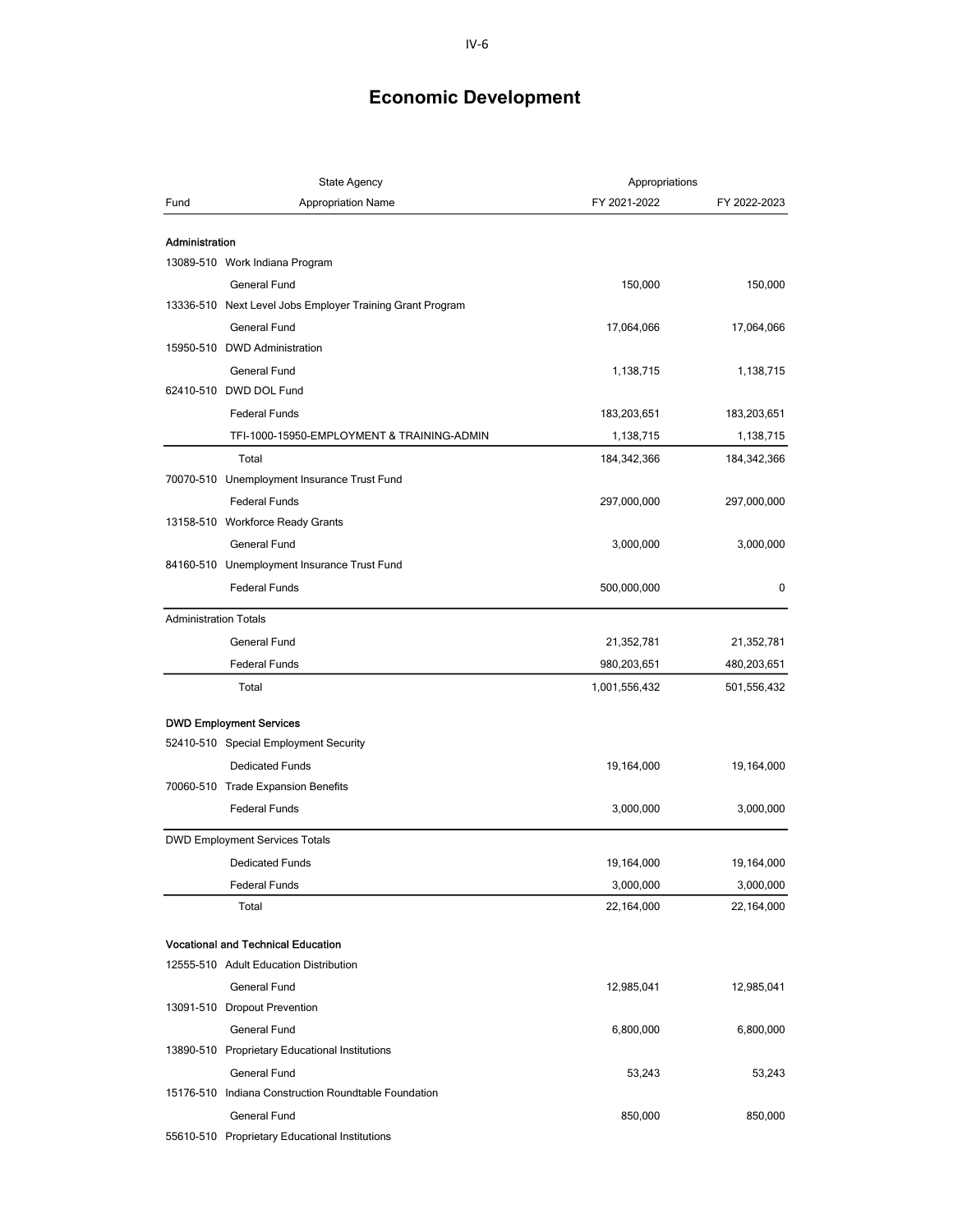# Economic Development

| Fund | State Agency / Appropriation Name | Appropriations FY 2021-2022 | FY 2022-2023 |
|---|---|---|---|
| **Administration** | | | |
| 13089-510 | Work Indiana Program | | |
| | General Fund | 150,000 | 150,000 |
| 13336-510 | Next Level Jobs Employer Training Grant Program | | |
| | General Fund | 17,064,066 | 17,064,066 |
| 15950-510 | DWD Administration | | |
| | General Fund | 1,138,715 | 1,138,715 |
| 62410-510 | DWD DOL Fund | | |
| | Federal Funds | 183,203,651 | 183,203,651 |
| | TFI-1000-15950-EMPLOYMENT & TRAINING-ADMIN | 1,138,715 | 1,138,715 |
| | Total | 184,342,366 | 184,342,366 |
| 70070-510 | Unemployment Insurance Trust Fund | | |
| | Federal Funds | 297,000,000 | 297,000,000 |
| 13158-510 | Workforce Ready Grants | | |
| | General Fund | 3,000,000 | 3,000,000 |
| 84160-510 | Unemployment Insurance Trust Fund | | |
| | Federal Funds | 500,000,000 | 0 |
| Administration Totals | | | |
| | General Fund | 21,352,781 | 21,352,781 |
| | Federal Funds | 980,203,651 | 480,203,651 |
| | Total | 1,001,556,432 | 501,556,432 |
| **DWD Employment Services** | | | |
| 52410-510 | Special Employment Security | | |
| | Dedicated Funds | 19,164,000 | 19,164,000 |
| 70060-510 | Trade Expansion Benefits | | |
| | Federal Funds | 3,000,000 | 3,000,000 |
| DWD Employment Services Totals | | | |
| | Dedicated Funds | 19,164,000 | 19,164,000 |
| | Federal Funds | 3,000,000 | 3,000,000 |
| | Total | 22,164,000 | 22,164,000 |
| **Vocational and Technical Education** | | | |
| 12555-510 | Adult Education Distribution | | |
| | General Fund | 12,985,041 | 12,985,041 |
| 13091-510 | Dropout Prevention | | |
| | General Fund | 6,800,000 | 6,800,000 |
| 13890-510 | Proprietary Educational Institutions | | |
| | General Fund | 53,243 | 53,243 |
| 15176-510 | Indiana Construction Roundtable Foundation | | |
| | General Fund | 850,000 | 850,000 |
| 55610-510 | Proprietary Educational Institutions | | |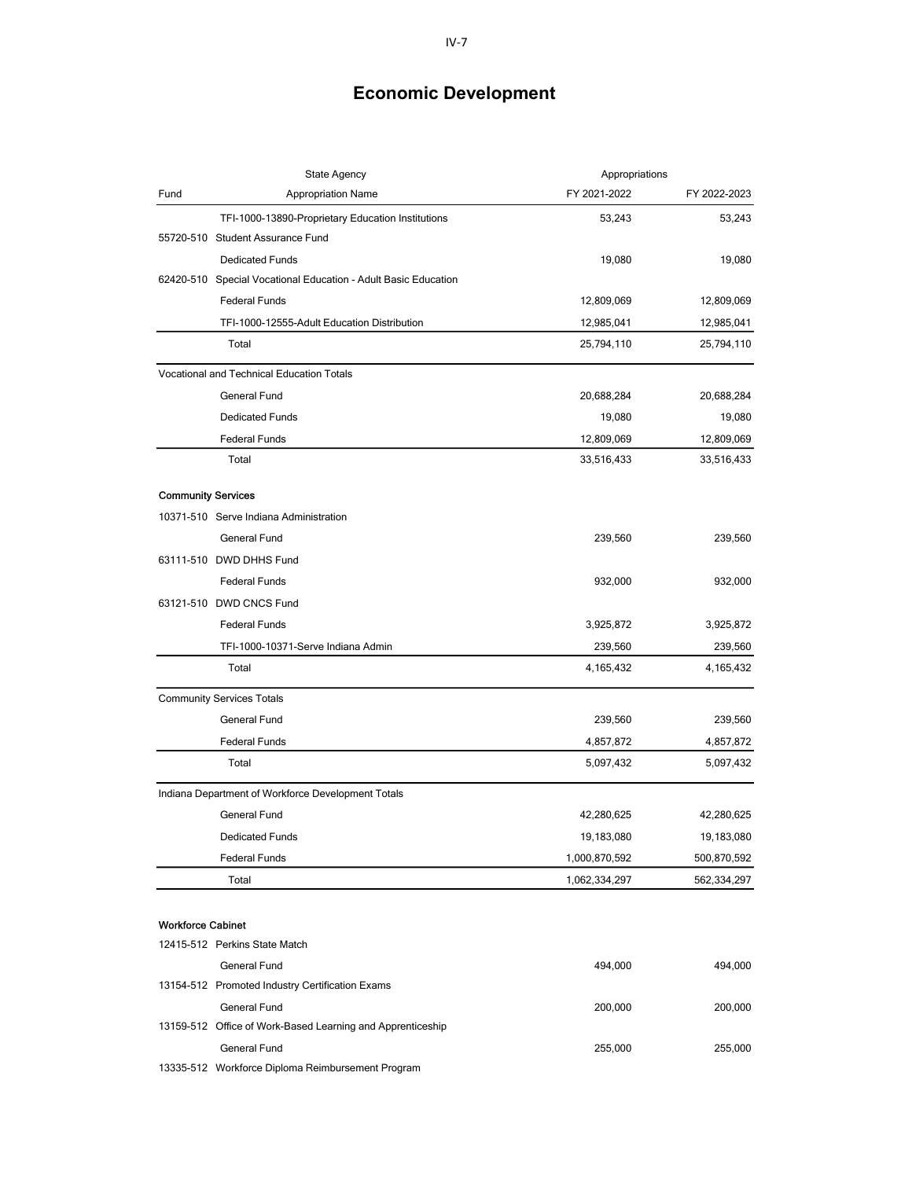# Economic Development

| Fund | State Agency / Appropriation Name | Appropriations FY 2021-2022 | FY 2022-2023 |
|---|---|---|---|
| | TFI-1000-13890-Proprietary Education Institutions | 53,243 | 53,243 |
| 55720-510 | Student Assurance Fund | | |
| | Dedicated Funds | 19,080 | 19,080 |
| 62420-510 | Special Vocational Education - Adult Basic Education | | |
| | Federal Funds | 12,809,069 | 12,809,069 |
| | TFI-1000-12555-Adult Education Distribution | 12,985,041 | 12,985,041 |
| | Total | 25,794,110 | 25,794,110 |
| Vocational and Technical Education Totals | | | |
| | General Fund | 20,688,284 | 20,688,284 |
| | Dedicated Funds | 19,080 | 19,080 |
| | Federal Funds | 12,809,069 | 12,809,069 |
| | Total | 33,516,433 | 33,516,433 |
| **Community Services** | | | |
| 10371-510 | Serve Indiana Administration | | |
| | General Fund | 239,560 | 239,560 |
| 63111-510 | DWD DHHS Fund | | |
| | Federal Funds | 932,000 | 932,000 |
| 63121-510 | DWD CNCS Fund | | |
| | Federal Funds | 3,925,872 | 3,925,872 |
| | TFI-1000-10371-Serve Indiana Admin | 239,560 | 239,560 |
| | Total | 4,165,432 | 4,165,432 |
| Community Services Totals | | | |
| | General Fund | 239,560 | 239,560 |
| | Federal Funds | 4,857,872 | 4,857,872 |
| | Total | 5,097,432 | 5,097,432 |
| Indiana Department of Workforce Development Totals | | | |
| | General Fund | 42,280,625 | 42,280,625 |
| | Dedicated Funds | 19,183,080 | 19,183,080 |
| | Federal Funds | 1,000,870,592 | 500,870,592 |
| | Total | 1,062,334,297 | 562,334,297 |
| **Workforce Cabinet** | | | |
| 12415-512 | Perkins State Match | | |
| | General Fund | 494,000 | 494,000 |
| 13154-512 | Promoted Industry Certification Exams | | |
| | General Fund | 200,000 | 200,000 |
| 13159-512 | Office of Work-Based Learning and Apprenticeship | | |
| | General Fund | 255,000 | 255,000 |
| 13335-512 | Workforce Diploma Reimbursement Program | | |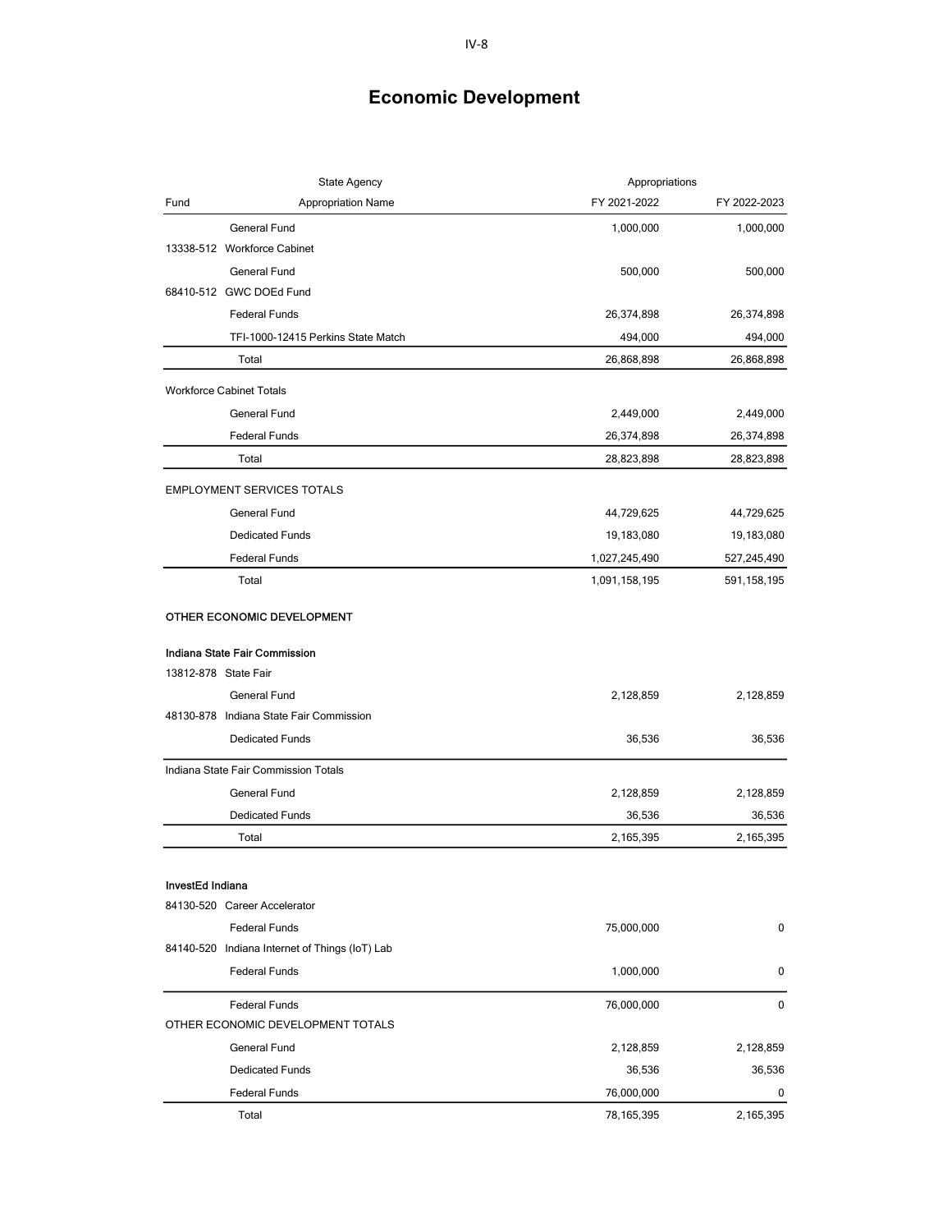# Economic Development

| Fund | State Agency / Appropriation Name | FY 2021-2022 | FY 2022-2023 |
|---|---|---|---|
| | General Fund | 1,000,000 | 1,000,000 |
| 13338-512 | Workforce Cabinet | | |
| | General Fund | 500,000 | 500,000 |
| 68410-512 | GWC DOEd Fund | | |
| | Federal Funds | 26,374,898 | 26,374,898 |
| | TFI-1000-12415 Perkins State Match | 494,000 | 494,000 |
| | Total | 26,868,898 | 26,868,898 |
| Workforce Cabinet Totals | | | |
| | General Fund | 2,449,000 | 2,449,000 |
| | Federal Funds | 26,374,898 | 26,374,898 |
| | Total | 28,823,898 | 28,823,898 |
| EMPLOYMENT SERVICES TOTALS | | | |
| | General Fund | 44,729,625 | 44,729,625 |
| | Dedicated Funds | 19,183,080 | 19,183,080 |
| | Federal Funds | 1,027,245,490 | 527,245,490 |
| | Total | 1,091,158,195 | 591,158,195 |
| **OTHER ECONOMIC DEVELOPMENT** | | | |
| **Indiana State Fair Commission** | | | |
| 13812-878 | State Fair | | |
| | General Fund | 2,128,859 | 2,128,859 |
| 48130-878 | Indiana State Fair Commission | | |
| | Dedicated Funds | 36,536 | 36,536 |
| Indiana State Fair Commission Totals | | | |
| | General Fund | 2,128,859 | 2,128,859 |
| | Dedicated Funds | 36,536 | 36,536 |
| | Total | 2,165,395 | 2,165,395 |
| **InvestEd Indiana** | | | |
| 84130-520 | Career Accelerator | | |
| | Federal Funds | 75,000,000 | 0 |
| 84140-520 | Indiana Internet of Things (IoT) Lab | | |
| | Federal Funds | 1,000,000 | 0 |
| | Federal Funds | 76,000,000 | 0 |
| OTHER ECONOMIC DEVELOPMENT TOTALS | | | |
| | General Fund | 2,128,859 | 2,128,859 |
| | Dedicated Funds | 36,536 | 36,536 |
| | Federal Funds | 76,000,000 | 0 |
| | Total | 78,165,395 | 2,165,395 |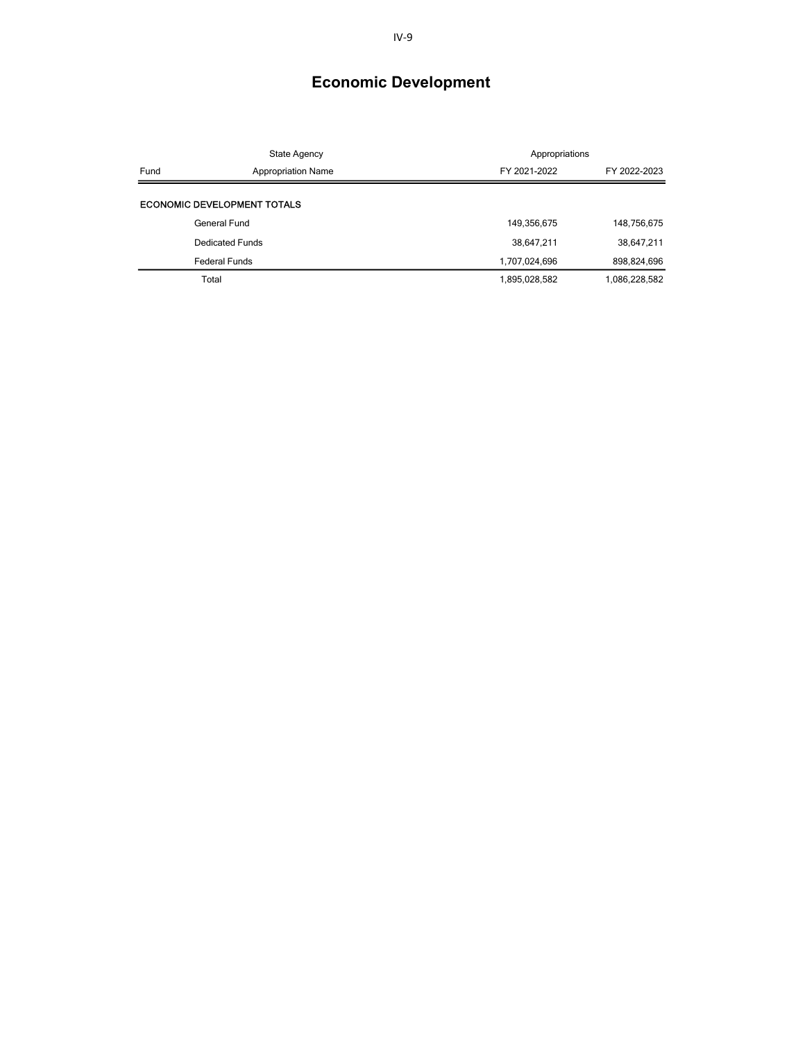# Economic Development

| Fund | State Agency<br>Appropriation Name | Appropriations<br>FY 2021-2022 | <br>FY 2022-2023 |
|---|---|---|---|
| **ECONOMIC DEVELOPMENT TOTALS** | | | |
| | General Fund | 149,356,675 | 148,756,675 |
| | Dedicated Funds | 38,647,211 | 38,647,211 |
| | Federal Funds | 1,707,024,696 | 898,824,696 |
| | Total | 1,895,028,582 | 1,086,228,582 |